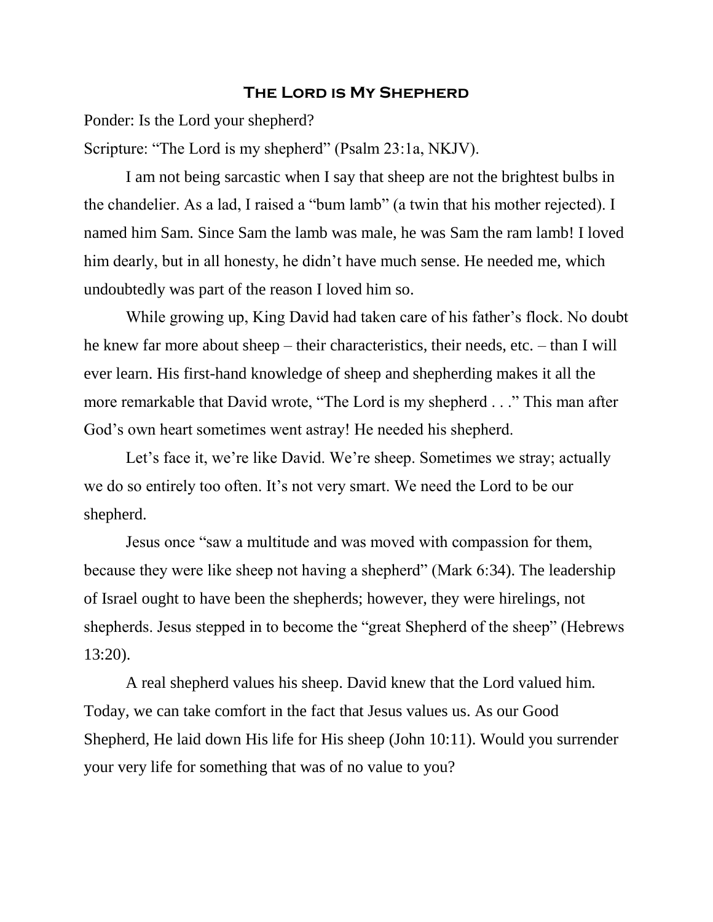# The Lord is My Shepherd

Ponder: Is the Lord your shepherd?

Scripture: "The Lord is my shepherd" (Psalm 23:1a, NKJV).

I am not being sarcastic when I say that sheep are not the brightest bulbs in the chandelier. As a lad, I raised a "bum lamb" (a twin that his mother rejected). I named him Sam. Since Sam the lamb was male, he was Sam the ram lamb! I loved him dearly, but in all honesty, he didn't have much sense. He needed me, which undoubtedly was part of the reason I loved him so.

While growing up, King David had taken care of his father's flock. No doubt he knew far more about sheep – their characteristics, their needs, etc. – than I will ever learn. His first-hand knowledge of sheep and shepherding makes it all the more remarkable that David wrote, "The Lord is my shepherd . . ." This man after God's own heart sometimes went astray! He needed his shepherd.

Let's face it, we're like David. We're sheep. Sometimes we stray; actually we do so entirely too often. It's not very smart. We need the Lord to be our shepherd.

Jesus once "saw a multitude and was moved with compassion for them, because they were like sheep not having a shepherd" (Mark 6:34). The leadership of Israel ought to have been the shepherds; however, they were hirelings, not shepherds. Jesus stepped in to become the "great Shepherd of the sheep" (Hebrews 13:20).

A real shepherd values his sheep. David knew that the Lord valued him. Today, we can take comfort in the fact that Jesus values us. As our Good Shepherd, He laid down His life for His sheep (John 10:11). Would you surrender your very life for something that was of no value to you?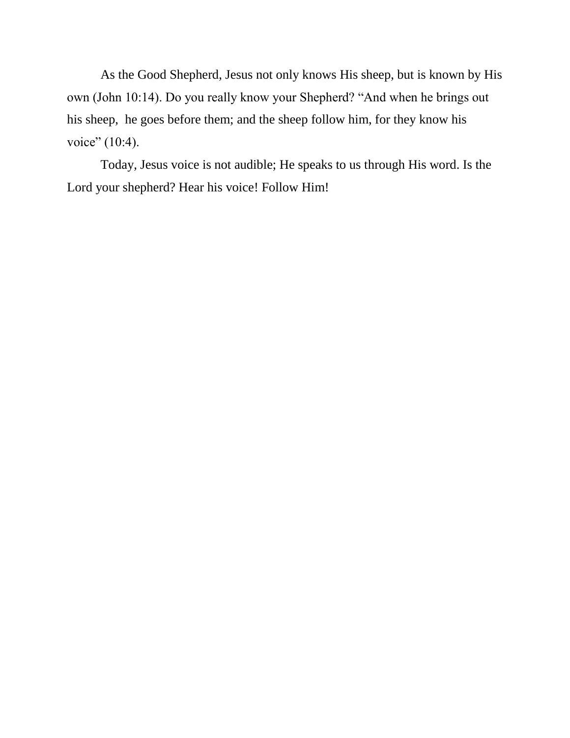As the Good Shepherd, Jesus not only knows His sheep, but is known by His own (John 10:14). Do you really know your Shepherd? "And when he brings out his sheep, he goes before them; and the sheep follow him, for they know his voice" (10:4).

Today, Jesus voice is not audible; He speaks to us through His word. Is the Lord your shepherd? Hear his voice! Follow Him!